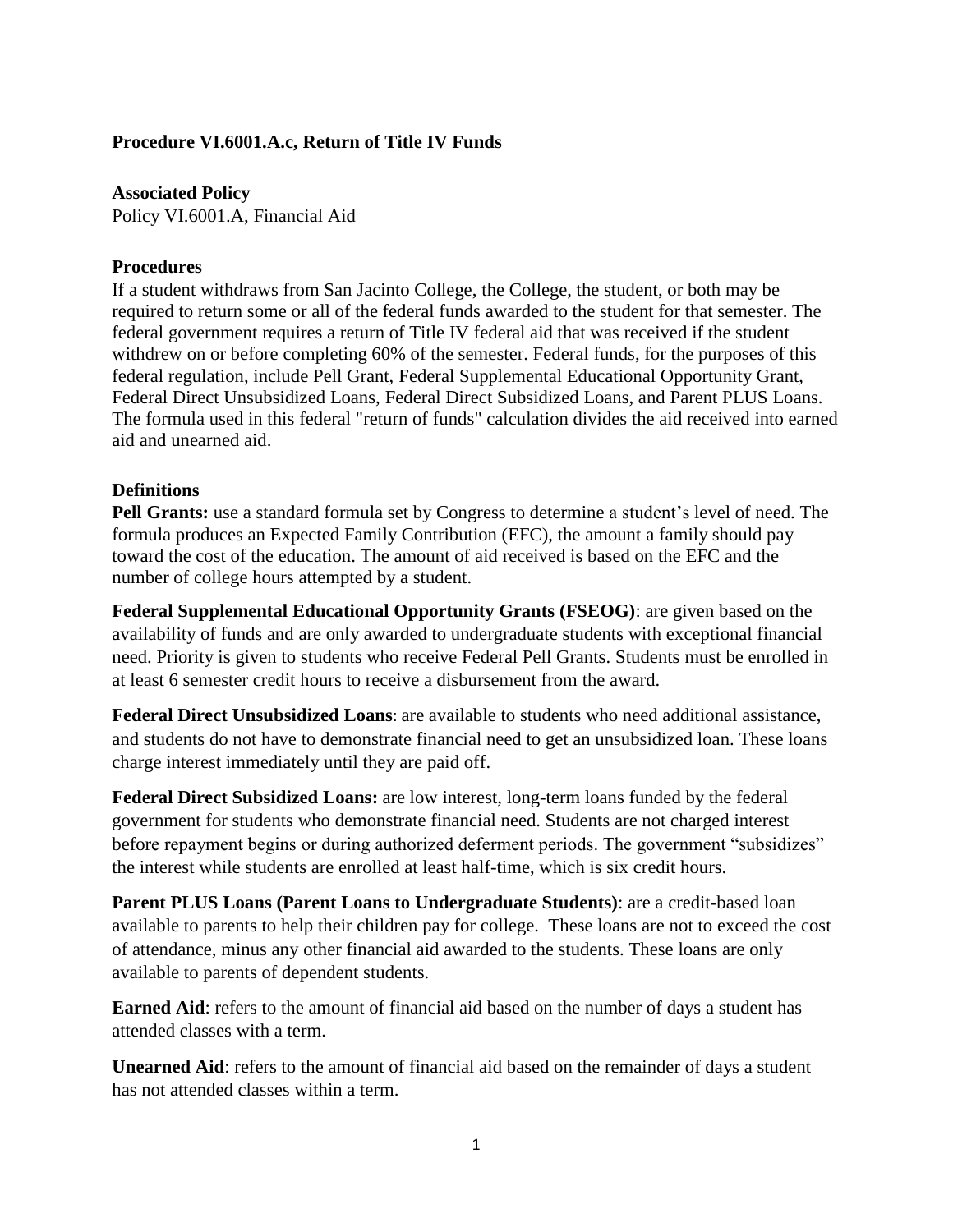**Procedure VI.6001.A.c, Return of Title IV Funds**

**Associated Policy**

Policy VI.6001.A, Financial Aid

**Procedures**

If a student withdraws from San Jacinto College, the College, the student, or both may be required to return some or all of the federal funds awarded to the student for that semester. The federal government requires a return of Title IV federal aid that was received if the student withdrew on or before completing 60% of the semester. Federal funds, for the purposes of this federal regulation, include Pell Grant, Federal Supplemental Educational Opportunity Grant, Federal Direct Unsubsidized Loans, Federal Direct Subsidized Loans, and Parent PLUS Loans. The formula used in this federal "return of funds" calculation divides the aid received into earned aid and unearned aid.

**Definitions**

**Pell Grants:** use a standard formula set by Congress to determine a student's level of need. The formula produces an Expected Family Contribution (EFC), the amount a family should pay toward the cost of the education. The amount of aid received is based on the EFC and the number of college hours attempted by a student.

**Federal Supplemental Educational Opportunity Grants (FSEOG)**: are given based on the availability of funds and are only awarded to undergraduate students with exceptional financial need. Priority is given to students who receive Federal Pell Grants. Students must be enrolled in at least 6 semester credit hours to receive a disbursement from the award.

**Federal Direct Unsubsidized Loans**: are available to students who need additional assistance, and students do not have to demonstrate financial need to get an unsubsidized loan. These loans charge interest immediately until they are paid off.

**Federal Direct Subsidized Loans:** are low interest, long-term loans funded by the federal government for students who demonstrate financial need. Students are not charged interest before repayment begins or during authorized deferment periods. The government "subsidizes" the interest while students are enrolled at least half-time, which is six credit hours.

**Parent PLUS Loans (Parent Loans to Undergraduate Students)**: are a credit-based loan available to parents to help their children pay for college. These loans are not to exceed the cost of attendance, minus any other financial aid awarded to the students. These loans are only available to parents of dependent students.

**Earned Aid**: refers to the amount of financial aid based on the number of days a student has attended classes with a term.

**Unearned Aid**: refers to the amount of financial aid based on the remainder of days a student has not attended classes within a term.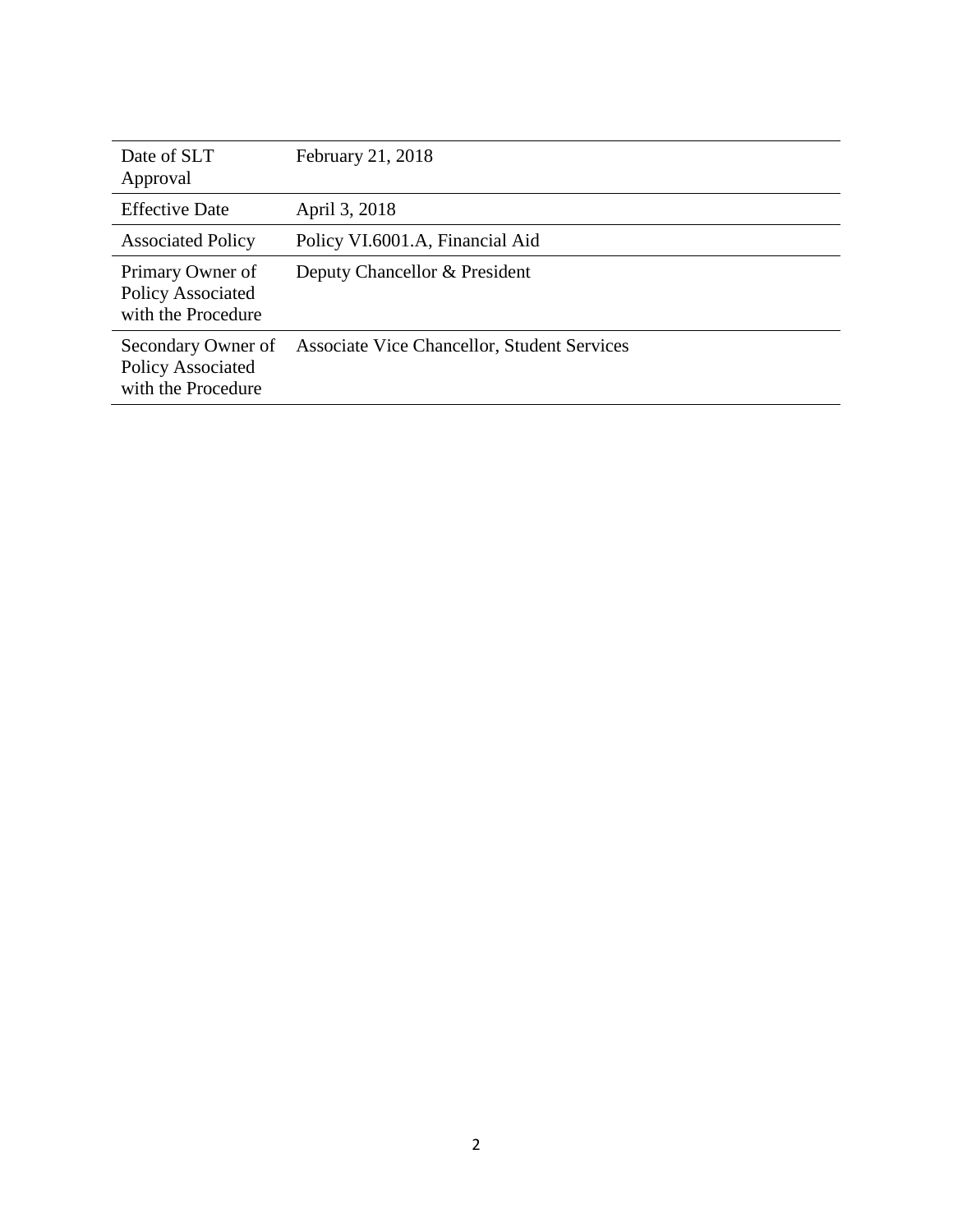| | |
|---|---|
| Date of SLT Approval | February 21, 2018 |
| Effective Date | April 3, 2018 |
| Associated Policy | Policy VI.6001.A, Financial Aid |
| Primary Owner of Policy Associated with the Procedure | Deputy Chancellor & President |
| Secondary Owner of Policy Associated with the Procedure | Associate Vice Chancellor, Student Services |